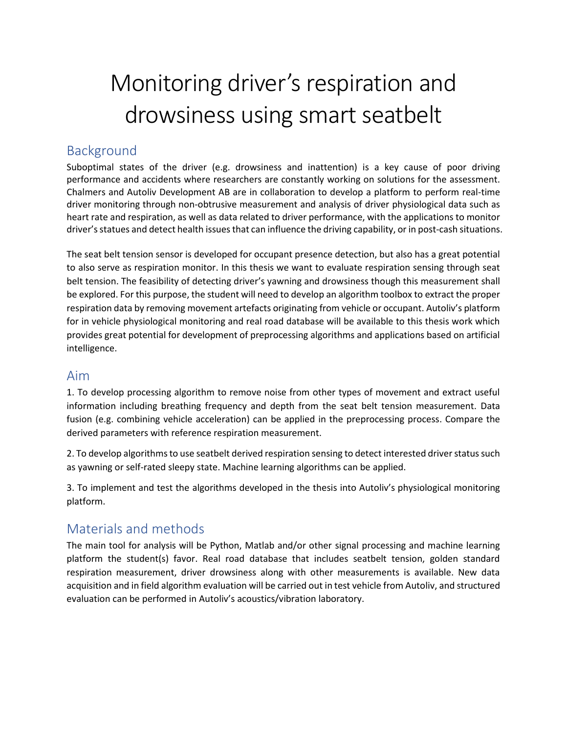# Monitoring driver's respiration and drowsiness using smart seatbelt

## Background

Suboptimal states of the driver (e.g. drowsiness and inattention) is a key cause of poor driving performance and accidents where researchers are constantly working on solutions for the assessment. Chalmers and Autoliv Development AB are in collaboration to develop a platform to perform real-time driver monitoring through non-obtrusive measurement and analysis of driver physiological data such as heart rate and respiration, as well as data related to driver performance, with the applications to monitor driver's statues and detect health issues that can influence the driving capability, or in post-cash situations.

The seat belt tension sensor is developed for occupant presence detection, but also has a great potential to also serve as respiration monitor. In this thesis we want to evaluate respiration sensing through seat belt tension. The feasibility of detecting driver's yawning and drowsiness though this measurement shall be explored. For this purpose, the student will need to develop an algorithm toolbox to extract the proper respiration data by removing movement artefacts originating from vehicle or occupant. Autoliv's platform for in vehicle physiological monitoring and real road database will be available to this thesis work which provides great potential for development of preprocessing algorithms and applications based on artificial intelligence.

## Aim

1. To develop processing algorithm to remove noise from other types of movement and extract useful information including breathing frequency and depth from the seat belt tension measurement. Data fusion (e.g. combining vehicle acceleration) can be applied in the preprocessing process. Compare the derived parameters with reference respiration measurement.

2. To develop algorithms to use seatbelt derived respiration sensing to detect interested driver status such as yawning or self-rated sleepy state. Machine learning algorithms can be applied.

3. To implement and test the algorithms developed in the thesis into Autoliv's physiological monitoring platform.

## Materials and methods

The main tool for analysis will be Python, Matlab and/or other signal processing and machine learning platform the student(s) favor. Real road database that includes seatbelt tension, golden standard respiration measurement, driver drowsiness along with other measurements is available. New data acquisition and in field algorithm evaluation will be carried out in test vehicle from Autoliv, and structured evaluation can be performed in Autoliv's acoustics/vibration laboratory.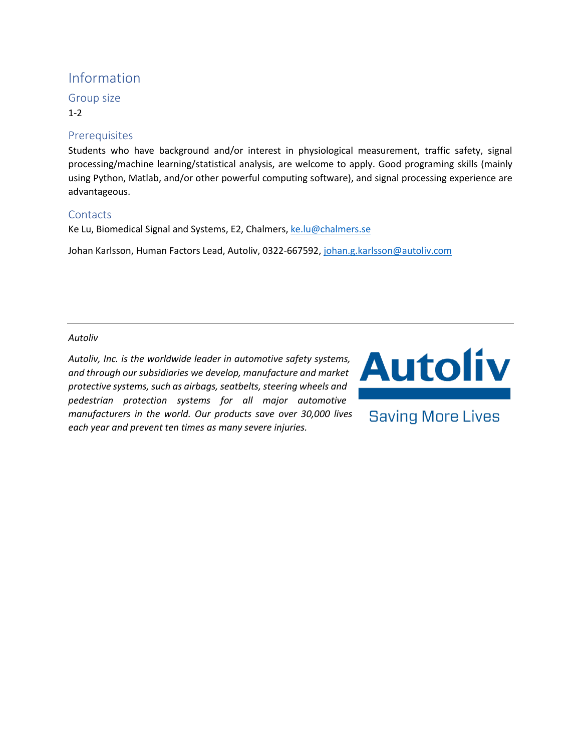# Information

## Group size

1-2

## Prerequisites

Students who have background and/or interest in physiological measurement, traffic safety, signal processing/machine learning/statistical analysis, are welcome to apply. Good programing skills (mainly using Python, Matlab, and/or other powerful computing software), and signal processing experience are advantageous.

## Contacts

Ke Lu, Biomedical Signal and Systems, E2, Chalmers, [ke.lu@chalmers.se](mailto:ke.lu@chalmers.se)

Johan Karlsson, Human Factors Lead, Autoliv, 0322-667592, [johan.g.karlsson@autoliv.com](mailto:johan.g.karlsson@autoliv.com)

---

*Autoliv*

*Autoliv, Inc. is the worldwide leader in automotive safety systems, and through our subsidiaries we develop, manufacture and market protective systems, such as airbags, seatbelts, steering wheels and pedestrian protection systems for all major automotive manufacturers in the world. Our products save over 30,000 lives each year and prevent ten times as many severe injuries.*

Autoliv

Saving More Lives